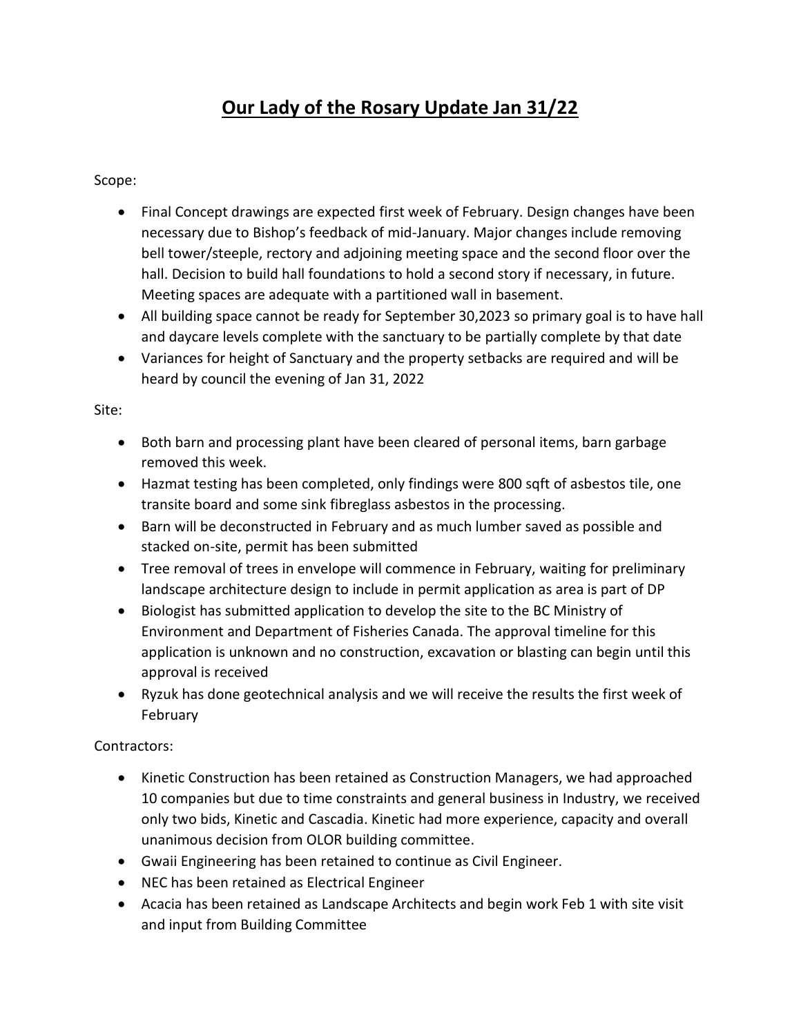# **Our Lady of the Rosary Update Jan 31/22**

Scope:

- Final Concept drawings are expected first week of February. Design changes have been necessary due to Bishop's feedback of mid-January. Major changes include removing bell tower/steeple, rectory and adjoining meeting space and the second floor over the hall. Decision to build hall foundations to hold a second story if necessary, in future. Meeting spaces are adequate with a partitioned wall in basement.
- All building space cannot be ready for September 30,2023 so primary goal is to have hall and daycare levels complete with the sanctuary to be partially complete by that date
- Variances for height of Sanctuary and the property setbacks are required and will be heard by council the evening of Jan 31, 2022

Site:

- Both barn and processing plant have been cleared of personal items, barn garbage removed this week.
- Hazmat testing has been completed, only findings were 800 sqft of asbestos tile, one transite board and some sink fibreglass asbestos in the processing.
- Barn will be deconstructed in February and as much lumber saved as possible and stacked on-site, permit has been submitted
- Tree removal of trees in envelope will commence in February, waiting for preliminary landscape architecture design to include in permit application as area is part of DP
- Biologist has submitted application to develop the site to the BC Ministry of Environment and Department of Fisheries Canada. The approval timeline for this application is unknown and no construction, excavation or blasting can begin until this approval is received
- Ryzuk has done geotechnical analysis and we will receive the results the first week of February

Contractors:

- Kinetic Construction has been retained as Construction Managers, we had approached 10 companies but due to time constraints and general business in Industry, we received only two bids, Kinetic and Cascadia. Kinetic had more experience, capacity and overall unanimous decision from OLOR building committee.
- Gwaii Engineering has been retained to continue as Civil Engineer.
- NEC has been retained as Electrical Engineer
- Acacia has been retained as Landscape Architects and begin work Feb 1 with site visit and input from Building Committee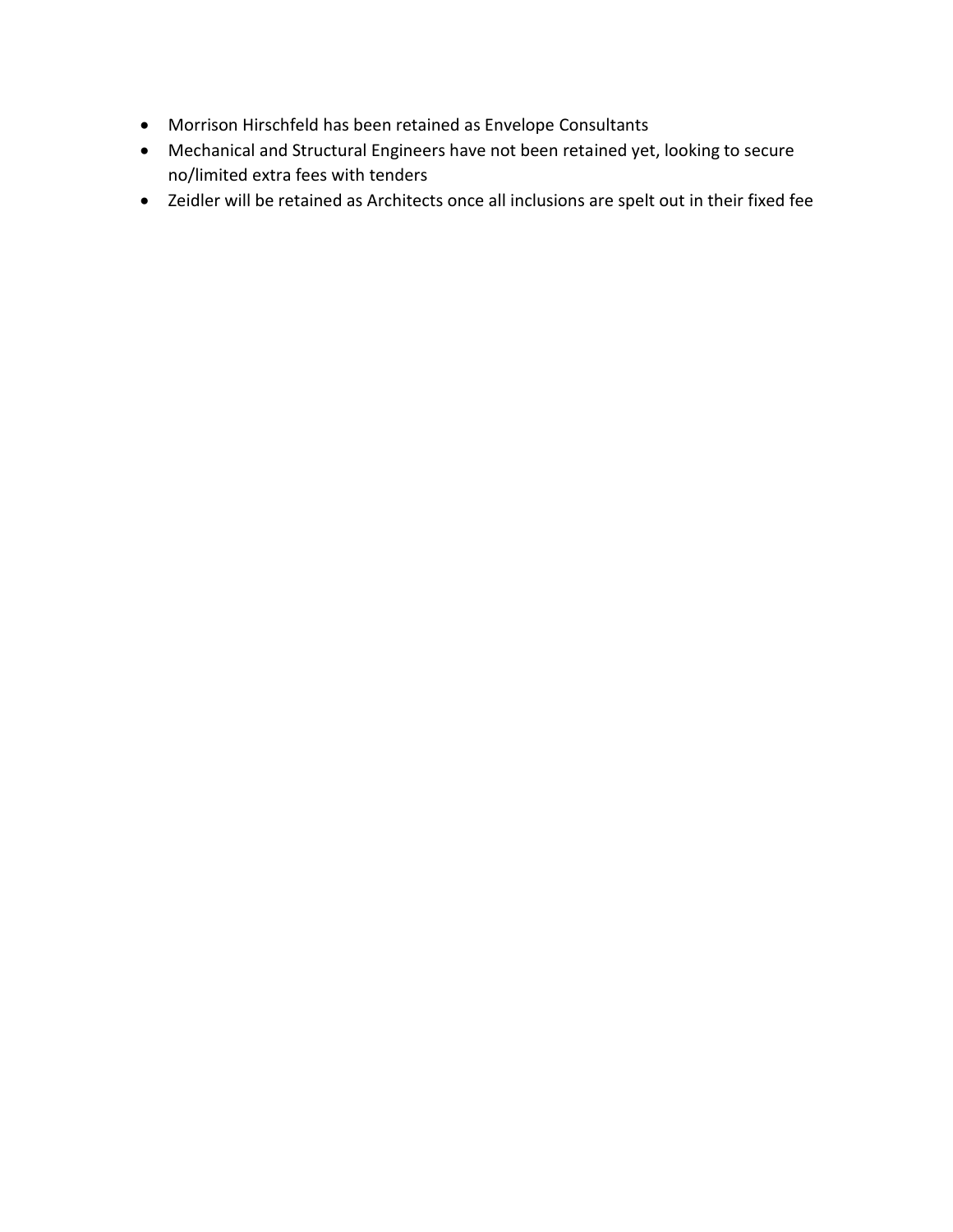- Morrison Hirschfeld has been retained as Envelope Consultants
- Mechanical and Structural Engineers have not been retained yet, looking to secure no/limited extra fees with tenders
- Zeidler will be retained as Architects once all inclusions are spelt out in their fixed fee